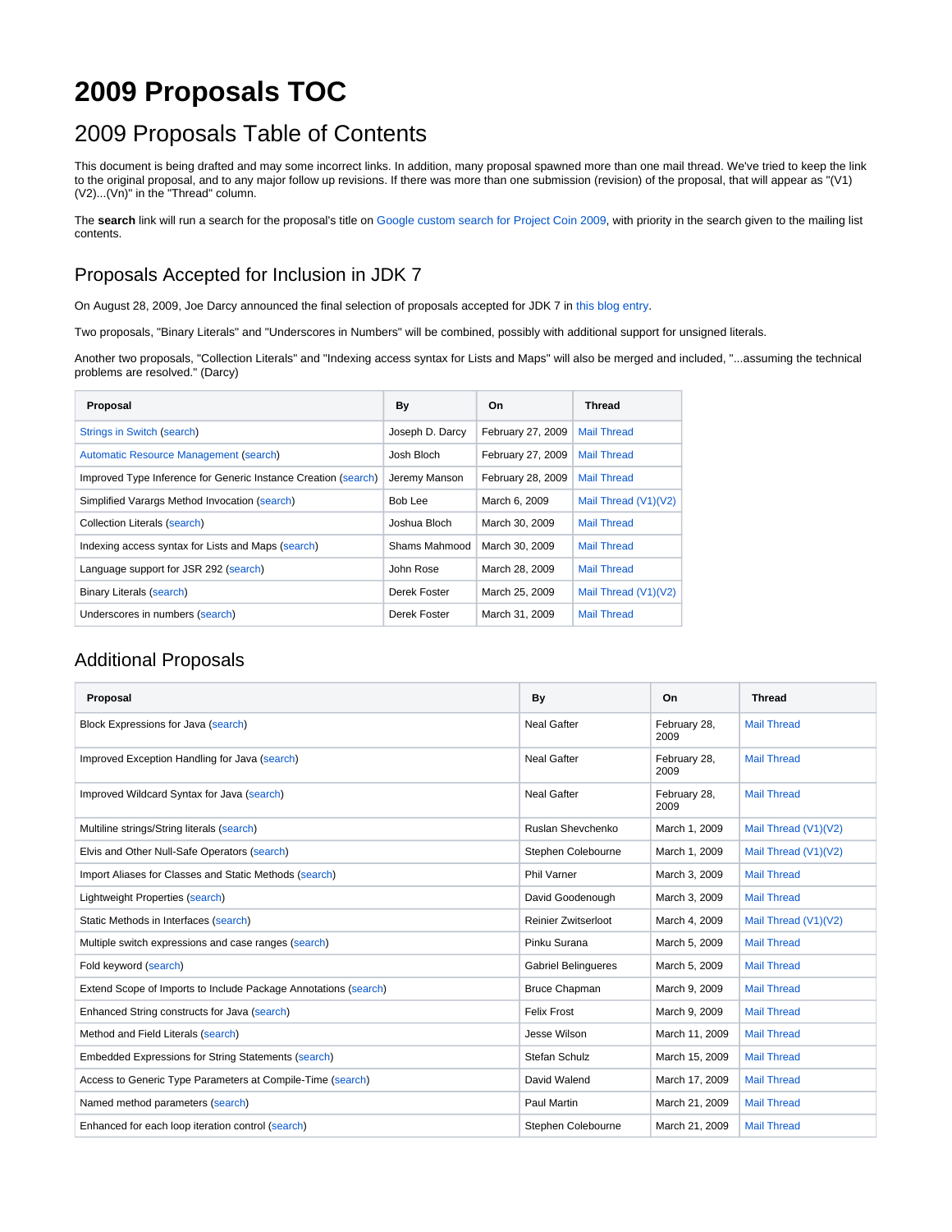# 2009 Proposals TOC

## 2009 Proposals Table of Contents

This document is being drafted and may some incorrect links. In addition, many proposal spawned more than one mail thread. We've tried to keep the link to the original proposal, and to any major follow up revisions. If there was more than one submission (revision) of the proposal, that will appear as "(V1)(V2)...(Vn)" in the "Thread" column.

The **search** link will run a search for the proposal's title on Google custom search for Project Coin 2009, with priority in the search given to the mailing list contents.

### Proposals Accepted for Inclusion in JDK 7

On August 28, 2009, Joe Darcy announced the final selection of proposals accepted for JDK 7 in this blog entry.

Two proposals, "Binary Literals" and "Underscores in Numbers" will be combined, possibly with additional support for unsigned literals.

Another two proposals, "Collection Literals" and "Indexing access syntax for Lists and Maps" will also be merged and included, "...assuming the technical problems are resolved." (Darcy)

| Proposal | By | On | Thread |
|---|---|---|---|
| Strings in Switch (search) | Joseph D. Darcy | February 27, 2009 | Mail Thread |
| Automatic Resource Management (search) | Josh Bloch | February 27, 2009 | Mail Thread |
| Improved Type Inference for Generic Instance Creation (search) | Jeremy Manson | February 28, 2009 | Mail Thread |
| Simplified Varargs Method Invocation (search) | Bob Lee | March 6, 2009 | Mail Thread (V1)(V2) |
| Collection Literals (search) | Joshua Bloch | March 30, 2009 | Mail Thread |
| Indexing access syntax for Lists and Maps (search) | Shams Mahmood | March 30, 2009 | Mail Thread |
| Language support for JSR 292 (search) | John Rose | March 28, 2009 | Mail Thread |
| Binary Literals (search) | Derek Foster | March 25, 2009 | Mail Thread (V1)(V2) |
| Underscores in numbers (search) | Derek Foster | March 31, 2009 | Mail Thread |

### Additional Proposals

| Proposal | By | On | Thread |
|---|---|---|---|
| Block Expressions for Java (search) | Neal Gafter | February 28, 2009 | Mail Thread |
| Improved Exception Handling for Java (search) | Neal Gafter | February 28, 2009 | Mail Thread |
| Improved Wildcard Syntax for Java (search) | Neal Gafter | February 28, 2009 | Mail Thread |
| Multiline strings/String literals (search) | Ruslan Shevchenko | March 1, 2009 | Mail Thread (V1)(V2) |
| Elvis and Other Null-Safe Operators (search) | Stephen Colebourne | March 1, 2009 | Mail Thread (V1)(V2) |
| Import Aliases for Classes and Static Methods (search) | Phil Varner | March 3, 2009 | Mail Thread |
| Lightweight Properties (search) | David Goodenough | March 3, 2009 | Mail Thread |
| Static Methods in Interfaces (search) | Reinier Zwitserloot | March 4, 2009 | Mail Thread (V1)(V2) |
| Multiple switch expressions and case ranges (search) | Pinku Surana | March 5, 2009 | Mail Thread |
| Fold keyword (search) | Gabriel Belingueres | March 5, 2009 | Mail Thread |
| Extend Scope of Imports to Include Package Annotations (search) | Bruce Chapman | March 9, 2009 | Mail Thread |
| Enhanced String constructs for Java (search) | Felix Frost | March 9, 2009 | Mail Thread |
| Method and Field Literals (search) | Jesse Wilson | March 11, 2009 | Mail Thread |
| Embedded Expressions for String Statements (search) | Stefan Schulz | March 15, 2009 | Mail Thread |
| Access to Generic Type Parameters at Compile-Time (search) | David Walend | March 17, 2009 | Mail Thread |
| Named method parameters (search) | Paul Martin | March 21, 2009 | Mail Thread |
| Enhanced for each loop iteration control (search) | Stephen Colebourne | March 21, 2009 | Mail Thread |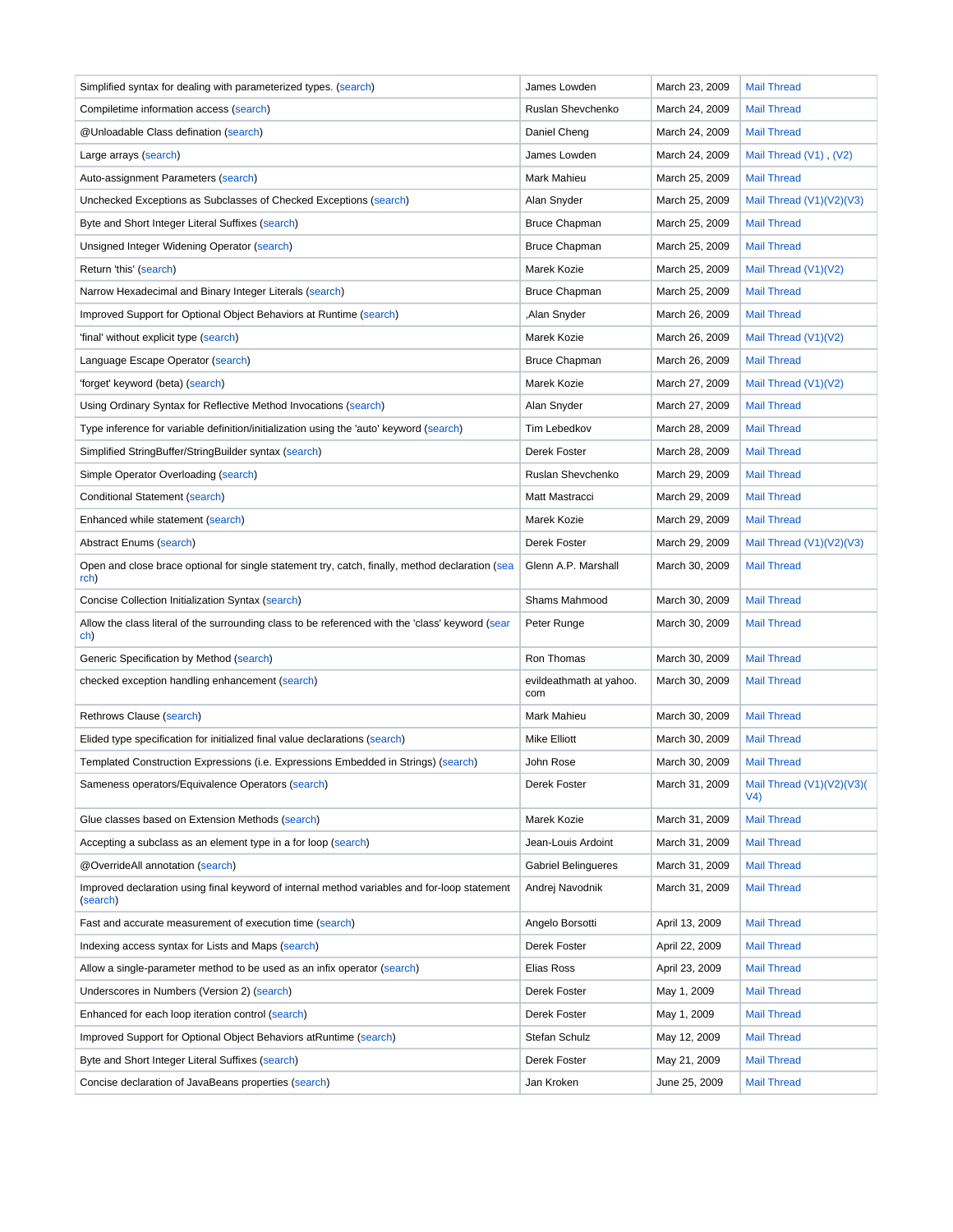| | | | |
|---|---|---|---|
| Simplified syntax for dealing with parameterized types. (search) | James Lowden | March 23, 2009 | Mail Thread |
| Compiletime information access (search) | Ruslan Shevchenko | March 24, 2009 | Mail Thread |
| @Unloadable Class defination (search) | Daniel Cheng | March 24, 2009 | Mail Thread |
| Large arrays (search) | James Lowden | March 24, 2009 | Mail Thread (V1) , (V2) |
| Auto-assignment Parameters (search) | Mark Mahieu | March 25, 2009 | Mail Thread |
| Unchecked Exceptions as Subclasses of Checked Exceptions (search) | Alan Snyder | March 25, 2009 | Mail Thread (V1)(V2)(V3) |
| Byte and Short Integer Literal Suffixes (search) | Bruce Chapman | March 25, 2009 | Mail Thread |
| Unsigned Integer Widening Operator (search) | Bruce Chapman | March 25, 2009 | Mail Thread |
| Return 'this' (search) | Marek Kozie | March 25, 2009 | Mail Thread (V1)(V2) |
| Narrow Hexadecimal and Binary Integer Literals (search) | Bruce Chapman | March 25, 2009 | Mail Thread |
| Improved Support for Optional Object Behaviors at Runtime (search) | ,Alan Snyder | March 26, 2009 | Mail Thread |
| 'final' without explicit type (search) | Marek Kozie | March 26, 2009 | Mail Thread (V1)(V2) |
| Language Escape Operator (search) | Bruce Chapman | March 26, 2009 | Mail Thread |
| 'forget' keyword (beta) (search) | Marek Kozie | March 27, 2009 | Mail Thread (V1)(V2) |
| Using Ordinary Syntax for Reflective Method Invocations (search) | Alan Snyder | March 27, 2009 | Mail Thread |
| Type inference for variable definition/initialization using the 'auto' keyword (search) | Tim Lebedkov | March 28, 2009 | Mail Thread |
| Simplified StringBuffer/StringBuilder syntax (search) | Derek Foster | March 28, 2009 | Mail Thread |
| Simple Operator Overloading (search) | Ruslan Shevchenko | March 29, 2009 | Mail Thread |
| Conditional Statement (search) | Matt Mastracci | March 29, 2009 | Mail Thread |
| Enhanced while statement (search) | Marek Kozie | March 29, 2009 | Mail Thread |
| Abstract Enums (search) | Derek Foster | March 29, 2009 | Mail Thread (V1)(V2)(V3) |
| Open and close brace optional for single statement try, catch, finally, method declaration (search) | Glenn A.P. Marshall | March 30, 2009 | Mail Thread |
| Concise Collection Initialization Syntax (search) | Shams Mahmood | March 30, 2009 | Mail Thread |
| Allow the class literal of the surrounding class to be referenced with the 'class' keyword (search) | Peter Runge | March 30, 2009 | Mail Thread |
| Generic Specification by Method (search) | Ron Thomas | March 30, 2009 | Mail Thread |
| checked exception handling enhancement (search) | evildeathmath at yahoo. com | March 30, 2009 | Mail Thread |
| Rethrows Clause (search) | Mark Mahieu | March 30, 2009 | Mail Thread |
| Elided type specification for initialized final value declarations (search) | Mike Elliott | March 30, 2009 | Mail Thread |
| Templated Construction Expressions (i.e. Expressions Embedded in Strings) (search) | John Rose | March 30, 2009 | Mail Thread |
| Sameness operators/Equivalence Operators (search) | Derek Foster | March 31, 2009 | Mail Thread (V1)(V2)(V3)(V4) |
| Glue classes based on Extension Methods (search) | Marek Kozie | March 31, 2009 | Mail Thread |
| Accepting a subclass as an element type in a for loop (search) | Jean-Louis Ardoint | March 31, 2009 | Mail Thread |
| @OverrideAll annotation (search) | Gabriel Belingueres | March 31, 2009 | Mail Thread |
| Improved declaration using final keyword of internal method variables and for-loop statement (search) | Andrej Navodnik | March 31, 2009 | Mail Thread |
| Fast and accurate measurement of execution time (search) | Angelo Borsotti | April 13, 2009 | Mail Thread |
| Indexing access syntax for Lists and Maps (search) | Derek Foster | April 22, 2009 | Mail Thread |
| Allow a single-parameter method to be used as an infix operator (search) | Elias Ross | April 23, 2009 | Mail Thread |
| Underscores in Numbers (Version 2) (search) | Derek Foster | May 1, 2009 | Mail Thread |
| Enhanced for each loop iteration control (search) | Derek Foster | May 1, 2009 | Mail Thread |
| Improved Support for Optional Object Behaviors atRuntime (search) | Stefan Schulz | May 12, 2009 | Mail Thread |
| Byte and Short Integer Literal Suffixes (search) | Derek Foster | May 21, 2009 | Mail Thread |
| Concise declaration of JavaBeans properties (search) | Jan Kroken | June 25, 2009 | Mail Thread |